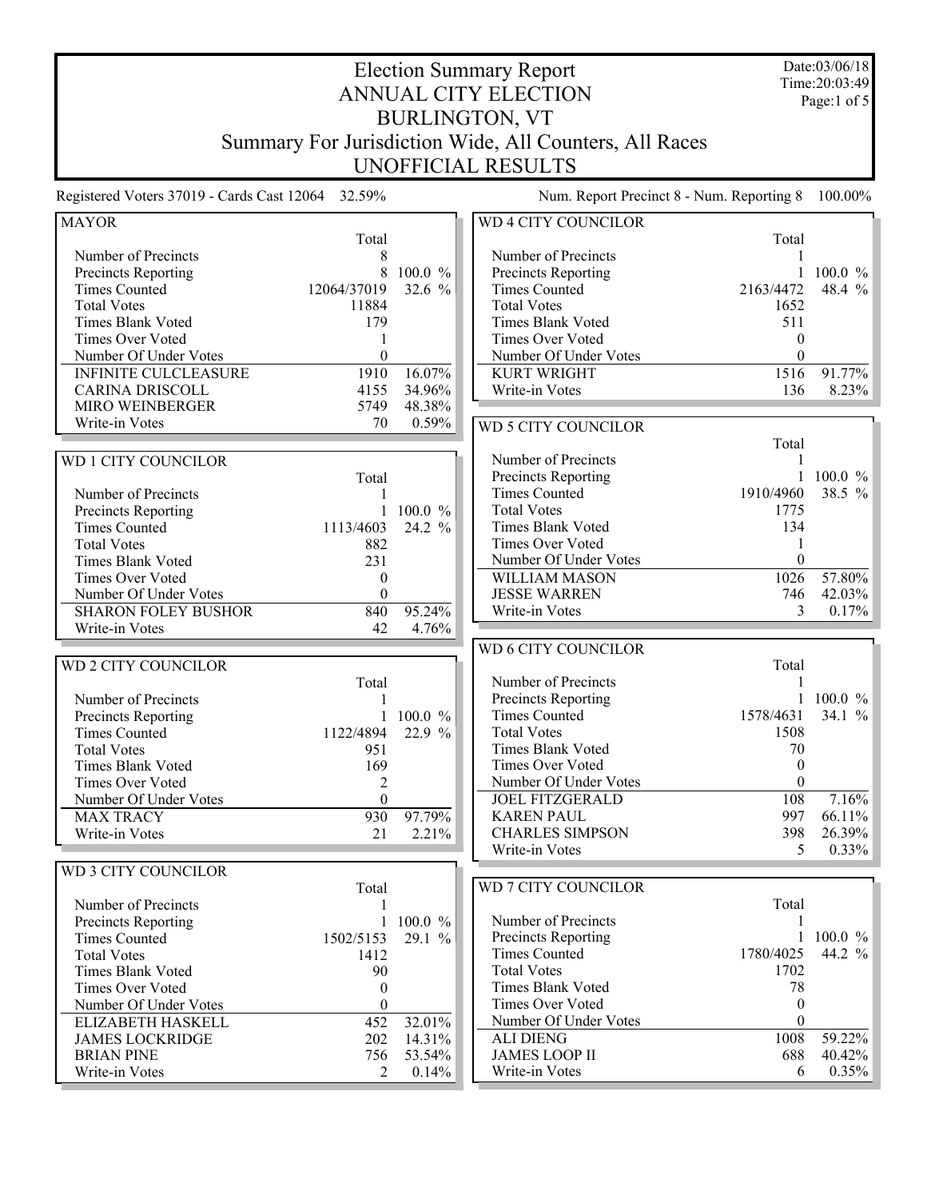# Election Summary Report

## ANNUAL CITY ELECTION

## BURLINGTON, VT

## Summary For Jurisdiction Wide, All Counters, All Races

## UNOFFICIAL RESULTS

Date:03/06/18
Time:20:03:49

Registered Voters 37019 - Cards Cast 12064 32.59%

Num. Report Precinct 8 - Num. Reporting 8 100.00%

### MAYOR

| | Total | |
|---|---|---|
| Number of Precincts | 8 | |
| Precincts Reporting | 8 | 100.0 % |
| Times Counted | 12064/37019 | 32.6 % |
| Total Votes | 11884 | |
| Times Blank Voted | 179 | |
| Times Over Voted | 1 | |
| Number Of Under Votes | 0 | |
| INFINITE CULCLEASURE | 1910 | 16.07% |
| CARINA DRISCOLL | 4155 | 34.96% |
| MIRO WEINBERGER | 5749 | 48.38% |
| Write-in Votes | 70 | 0.59% |

### WD 1 CITY COUNCILOR

| | Total | |
|---|---|---|
| Number of Precincts | 1 | |
| Precincts Reporting | 1 | 100.0 % |
| Times Counted | 1113/4603 | 24.2 % |
| Total Votes | 882 | |
| Times Blank Voted | 231 | |
| Times Over Voted | 0 | |
| Number Of Under Votes | 0 | |
| SHARON FOLEY BUSHOR | 840 | 95.24% |
| Write-in Votes | 42 | 4.76% |

### WD 2 CITY COUNCILOR

| | Total | |
|---|---|---|
| Number of Precincts | 1 | |
| Precincts Reporting | 1 | 100.0 % |
| Times Counted | 1122/4894 | 22.9 % |
| Total Votes | 951 | |
| Times Blank Voted | 169 | |
| Times Over Voted | 2 | |
| Number Of Under Votes | 0 | |
| MAX TRACY | 930 | 97.79% |
| Write-in Votes | 21 | 2.21% |

### WD 3 CITY COUNCILOR

| | Total | |
|---|---|---|
| Number of Precincts | 1 | |
| Precincts Reporting | 1 | 100.0 % |
| Times Counted | 1502/5153 | 29.1 % |
| Total Votes | 1412 | |
| Times Blank Voted | 90 | |
| Times Over Voted | 0 | |
| Number Of Under Votes | 0 | |
| ELIZABETH HASKELL | 452 | 32.01% |
| JAMES LOCKRIDGE | 202 | 14.31% |
| BRIAN PINE | 756 | 53.54% |
| Write-in Votes | 2 | 0.14% |

### WD 4 CITY COUNCILOR

| | Total | |
|---|---|---|
| Number of Precincts | 1 | |
| Precincts Reporting | 1 | 100.0 % |
| Times Counted | 2163/4472 | 48.4 % |
| Total Votes | 1652 | |
| Times Blank Voted | 511 | |
| Times Over Voted | 0 | |
| Number Of Under Votes | 0 | |
| KURT WRIGHT | 1516 | 91.77% |
| Write-in Votes | 136 | 8.23% |

### WD 5 CITY COUNCILOR

| | Total | |
|---|---|---|
| Number of Precincts | 1 | |
| Precincts Reporting | 1 | 100.0 % |
| Times Counted | 1910/4960 | 38.5 % |
| Total Votes | 1775 | |
| Times Blank Voted | 134 | |
| Times Over Voted | 1 | |
| Number Of Under Votes | 0 | |
| WILLIAM MASON | 1026 | 57.80% |
| JESSE WARREN | 746 | 42.03% |
| Write-in Votes | 3 | 0.17% |

### WD 6 CITY COUNCILOR

| | Total | |
|---|---|---|
| Number of Precincts | 1 | |
| Precincts Reporting | 1 | 100.0 % |
| Times Counted | 1578/4631 | 34.1 % |
| Total Votes | 1508 | |
| Times Blank Voted | 70 | |
| Times Over Voted | 0 | |
| Number Of Under Votes | 0 | |
| JOEL FITZGERALD | 108 | 7.16% |
| KAREN PAUL | 997 | 66.11% |
| CHARLES SIMPSON | 398 | 26.39% |
| Write-in Votes | 5 | 0.33% |

### WD 7 CITY COUNCILOR

| | Total | |
|---|---|---|
| Number of Precincts | 1 | |
| Precincts Reporting | 1 | 100.0 % |
| Times Counted | 1780/4025 | 44.2 % |
| Total Votes | 1702 | |
| Times Blank Voted | 78 | |
| Times Over Voted | 0 | |
| Number Of Under Votes | 0 | |
| ALI DIENG | 1008 | 59.22% |
| JAMES LOOP II | 688 | 40.42% |
| Write-in Votes | 6 | 0.35% |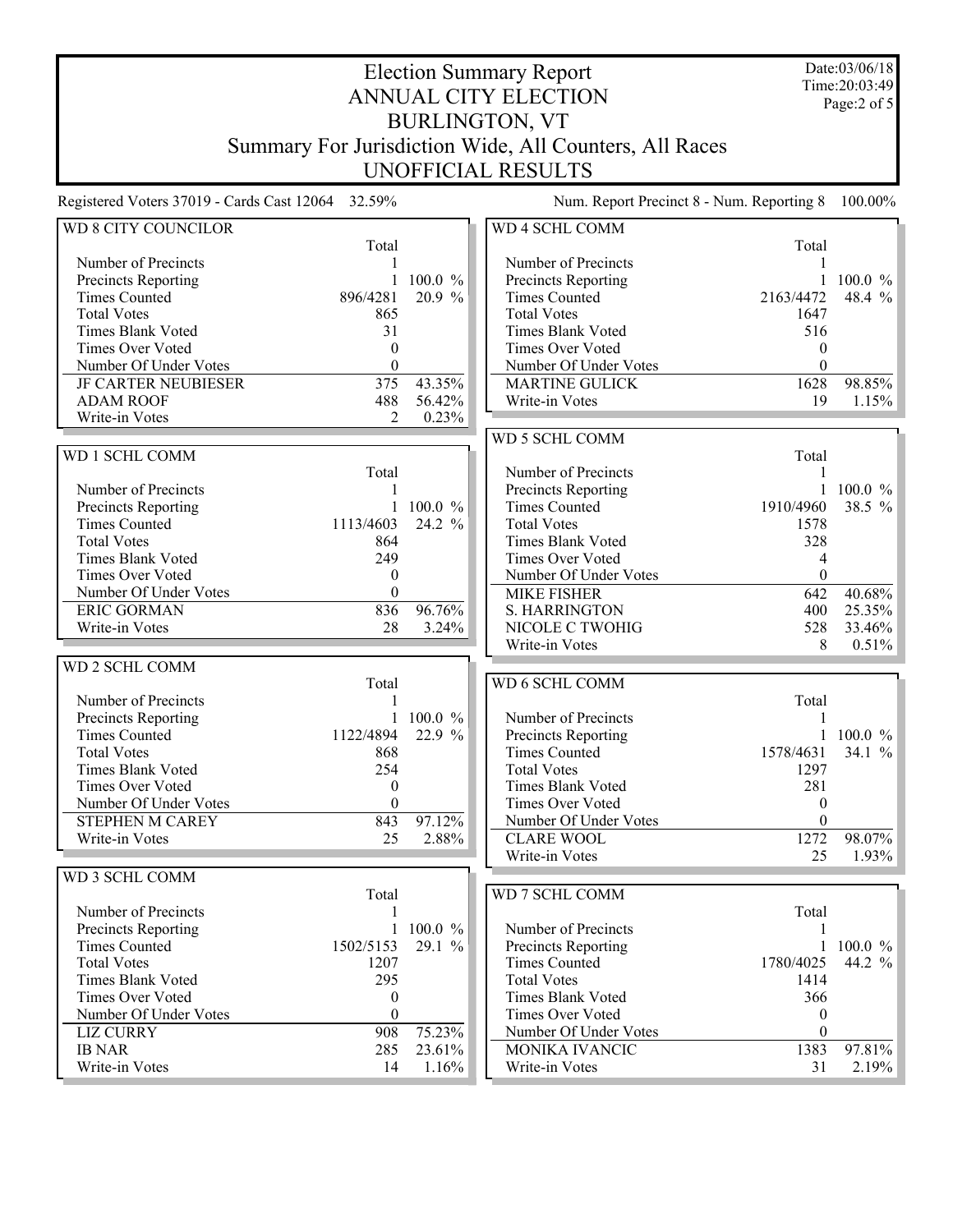# Election Summary Report
# ANNUAL CITY ELECTION
# BURLINGTON, VT
## Summary For Jurisdiction Wide, All Counters, All Races
## UNOFFICIAL RESULTS

Date:03/06/18
Time:20:03:49

Registered Voters 37019 - Cards Cast 12064 32.59%

Num. Report Precinct 8 - Num. Reporting 8 100.00%

### WD 8 CITY COUNCILOR

| | Total | |
|---|---|---|
| Number of Precincts | 1 | |
| Precincts Reporting | 1 | 100.0 % |
| Times Counted | 896/4281 | 20.9 % |
| Total Votes | 865 | |
| Times Blank Voted | 31 | |
| Times Over Voted | 0 | |
| Number Of Under Votes | 0 | |
| JF CARTER NEUBIESER | 375 | 43.35% |
| ADAM ROOF | 488 | 56.42% |
| Write-in Votes | 2 | 0.23% |

### WD 1 SCHL COMM

| | Total | |
|---|---|---|
| Number of Precincts | 1 | |
| Precincts Reporting | 1 | 100.0 % |
| Times Counted | 1113/4603 | 24.2 % |
| Total Votes | 864 | |
| Times Blank Voted | 249 | |
| Times Over Voted | 0 | |
| Number Of Under Votes | 0 | |
| ERIC GORMAN | 836 | 96.76% |
| Write-in Votes | 28 | 3.24% |

### WD 2 SCHL COMM

| | Total | |
|---|---|---|
| Number of Precincts | 1 | |
| Precincts Reporting | 1 | 100.0 % |
| Times Counted | 1122/4894 | 22.9 % |
| Total Votes | 868 | |
| Times Blank Voted | 254 | |
| Times Over Voted | 0 | |
| Number Of Under Votes | 0 | |
| STEPHEN M CAREY | 843 | 97.12% |
| Write-in Votes | 25 | 2.88% |

### WD 3 SCHL COMM

| | Total | |
|---|---|---|
| Number of Precincts | 1 | |
| Precincts Reporting | 1 | 100.0 % |
| Times Counted | 1502/5153 | 29.1 % |
| Total Votes | 1207 | |
| Times Blank Voted | 295 | |
| Times Over Voted | 0 | |
| Number Of Under Votes | 0 | |
| LIZ CURRY | 908 | 75.23% |
| IB NAR | 285 | 23.61% |
| Write-in Votes | 14 | 1.16% |

### WD 4 SCHL COMM

| | Total | |
|---|---|---|
| Number of Precincts | 1 | |
| Precincts Reporting | 1 | 100.0 % |
| Times Counted | 2163/4472 | 48.4 % |
| Total Votes | 1647 | |
| Times Blank Voted | 516 | |
| Times Over Voted | 0 | |
| Number Of Under Votes | 0 | |
| MARTINE GULICK | 1628 | 98.85% |
| Write-in Votes | 19 | 1.15% |

### WD 5 SCHL COMM

| | Total | |
|---|---|---|
| Number of Precincts | 1 | |
| Precincts Reporting | 1 | 100.0 % |
| Times Counted | 1910/4960 | 38.5 % |
| Total Votes | 1578 | |
| Times Blank Voted | 328 | |
| Times Over Voted | 4 | |
| Number Of Under Votes | 0 | |
| MIKE FISHER | 642 | 40.68% |
| S. HARRINGTON | 400 | 25.35% |
| NICOLE C TWOHIG | 528 | 33.46% |
| Write-in Votes | 8 | 0.51% |

### WD 6 SCHL COMM

| | Total | |
|---|---|---|
| Number of Precincts | 1 | |
| Precincts Reporting | 1 | 100.0 % |
| Times Counted | 1578/4631 | 34.1 % |
| Total Votes | 1297 | |
| Times Blank Voted | 281 | |
| Times Over Voted | 0 | |
| Number Of Under Votes | 0 | |
| CLARE WOOL | 1272 | 98.07% |
| Write-in Votes | 25 | 1.93% |

### WD 7 SCHL COMM

| | Total | |
|---|---|---|
| Number of Precincts | 1 | |
| Precincts Reporting | 1 | 100.0 % |
| Times Counted | 1780/4025 | 44.2 % |
| Total Votes | 1414 | |
| Times Blank Voted | 366 | |
| Times Over Voted | 0 | |
| Number Of Under Votes | 0 | |
| MONIKA IVANCIC | 1383 | 97.81% |
| Write-in Votes | 31 | 2.19% |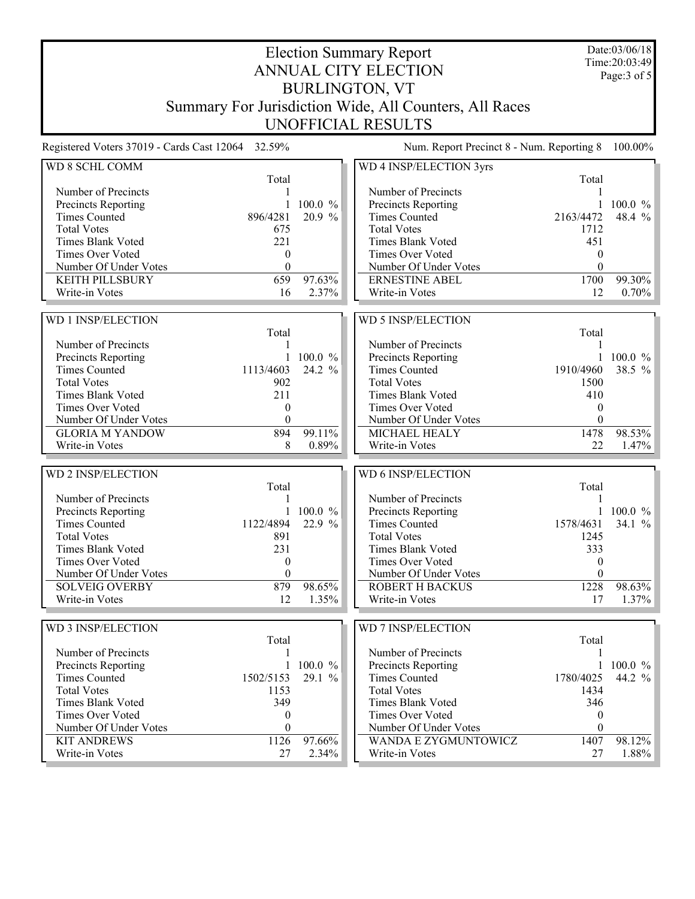# Election Summary Report
## ANNUAL CITY ELECTION
## BURLINGTON, VT
## Summary For Jurisdiction Wide, All Counters, All Races
## UNOFFICIAL RESULTS

Date:03/06/18
Time:20:03:49

Registered Voters 37019 - Cards Cast 12064 32.59%

Num. Report Precinct 8 - Num. Reporting 8 100.00%

### WD 8 SCHL COMM

| | Total | |
|---|---|---|
| Number of Precincts | 1 | |
| Precincts Reporting | 1 | 100.0 % |
| Times Counted | 896/4281 | 20.9 % |
| Total Votes | 675 | |
| Times Blank Voted | 221 | |
| Times Over Voted | 0 | |
| Number Of Under Votes | 0 | |
| KEITH PILLSBURY | 659 | 97.63% |
| Write-in Votes | 16 | 2.37% |

### WD 1 INSP/ELECTION

| | Total | |
|---|---|---|
| Number of Precincts | 1 | |
| Precincts Reporting | 1 | 100.0 % |
| Times Counted | 1113/4603 | 24.2 % |
| Total Votes | 902 | |
| Times Blank Voted | 211 | |
| Times Over Voted | 0 | |
| Number Of Under Votes | 0 | |
| GLORIA M YANDOW | 894 | 99.11% |
| Write-in Votes | 8 | 0.89% |

### WD 2 INSP/ELECTION

| | Total | |
|---|---|---|
| Number of Precincts | 1 | |
| Precincts Reporting | 1 | 100.0 % |
| Times Counted | 1122/4894 | 22.9 % |
| Total Votes | 891 | |
| Times Blank Voted | 231 | |
| Times Over Voted | 0 | |
| Number Of Under Votes | 0 | |
| SOLVEIG OVERBY | 879 | 98.65% |
| Write-in Votes | 12 | 1.35% |

### WD 3 INSP/ELECTION

| | Total | |
|---|---|---|
| Number of Precincts | 1 | |
| Precincts Reporting | 1 | 100.0 % |
| Times Counted | 1502/5153 | 29.1 % |
| Total Votes | 1153 | |
| Times Blank Voted | 349 | |
| Times Over Voted | 0 | |
| Number Of Under Votes | 0 | |
| KIT ANDREWS | 1126 | 97.66% |
| Write-in Votes | 27 | 2.34% |

### WD 4 INSP/ELECTION 3yrs

| | Total | |
|---|---|---|
| Number of Precincts | 1 | |
| Precincts Reporting | 1 | 100.0 % |
| Times Counted | 2163/4472 | 48.4 % |
| Total Votes | 1712 | |
| Times Blank Voted | 451 | |
| Times Over Voted | 0 | |
| Number Of Under Votes | 0 | |
| ERNESTINE ABEL | 1700 | 99.30% |
| Write-in Votes | 12 | 0.70% |

### WD 5 INSP/ELECTION

| | Total | |
|---|---|---|
| Number of Precincts | 1 | |
| Precincts Reporting | 1 | 100.0 % |
| Times Counted | 1910/4960 | 38.5 % |
| Total Votes | 1500 | |
| Times Blank Voted | 410 | |
| Times Over Voted | 0 | |
| Number Of Under Votes | 0 | |
| MICHAEL HEALY | 1478 | 98.53% |
| Write-in Votes | 22 | 1.47% |

### WD 6 INSP/ELECTION

| | Total | |
|---|---|---|
| Number of Precincts | 1 | |
| Precincts Reporting | 1 | 100.0 % |
| Times Counted | 1578/4631 | 34.1 % |
| Total Votes | 1245 | |
| Times Blank Voted | 333 | |
| Times Over Voted | 0 | |
| Number Of Under Votes | 0 | |
| ROBERT H BACKUS | 1228 | 98.63% |
| Write-in Votes | 17 | 1.37% |

### WD 7 INSP/ELECTION

| | Total | |
|---|---|---|
| Number of Precincts | 1 | |
| Precincts Reporting | 1 | 100.0 % |
| Times Counted | 1780/4025 | 44.2 % |
| Total Votes | 1434 | |
| Times Blank Voted | 346 | |
| Times Over Voted | 0 | |
| Number Of Under Votes | 0 | |
| WANDA E ZYGMUNTOWICZ | 1407 | 98.12% |
| Write-in Votes | 27 | 1.88% |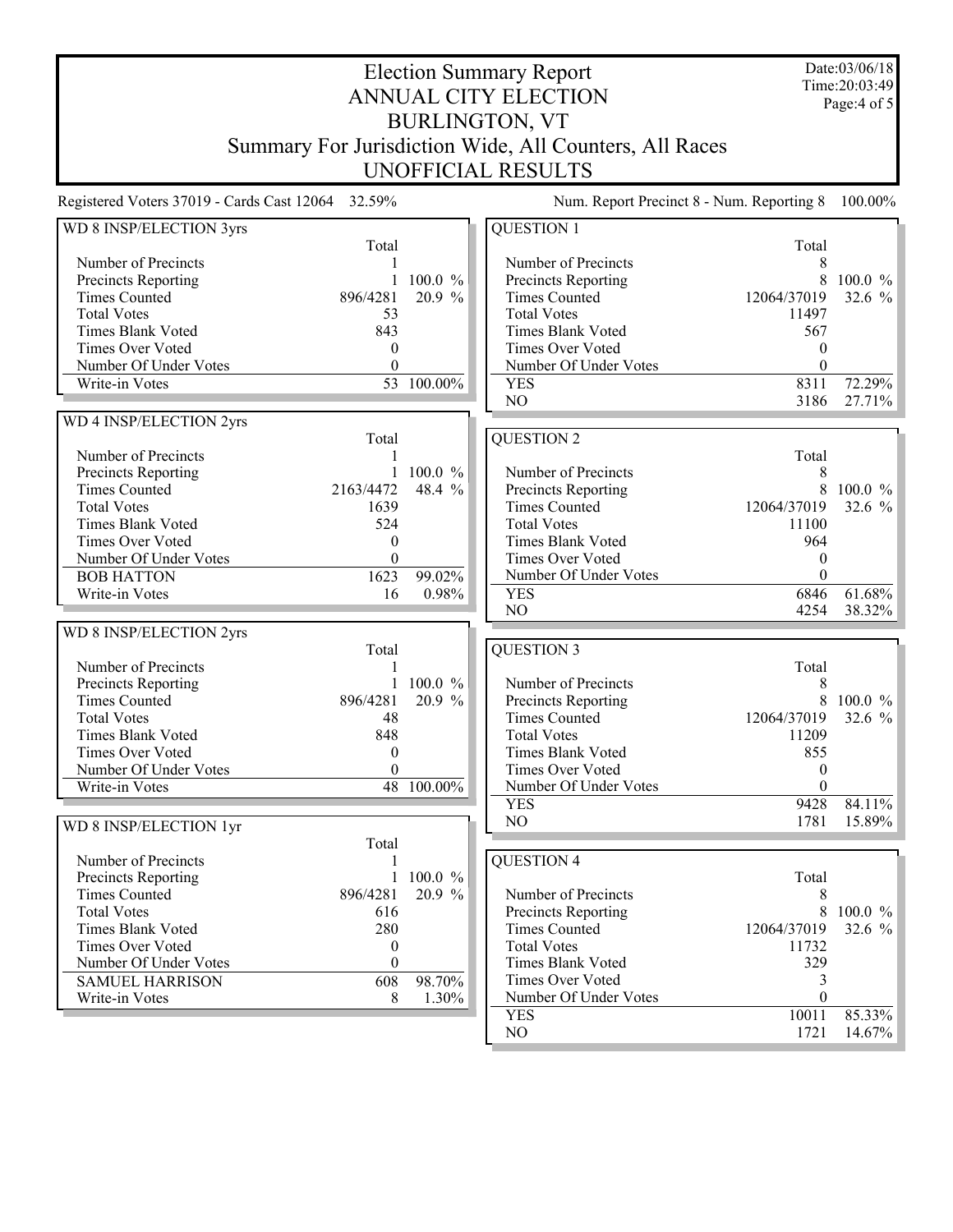# Election Summary Report
## ANNUAL CITY ELECTION
## BURLINGTON, VT
## Summary For Jurisdiction Wide, All Counters, All Races
## UNOFFICIAL RESULTS

Date:03/06/18
Time:20:03:49

Registered Voters 37019 - Cards Cast 12064 32.59%

Num. Report Precinct 8 - Num. Reporting 8 100.00%

### WD 8 INSP/ELECTION 3yrs

| | Total | |
|---|---|---|
| Number of Precincts | 1 | |
| Precincts Reporting | 1 | 100.0 % |
| Times Counted | 896/4281 | 20.9 % |
| Total Votes | 53 | |
| Times Blank Voted | 843 | |
| Times Over Voted | 0 | |
| Number Of Under Votes | 0 | |
| Write-in Votes | 53 | 100.00% |

### WD 4 INSP/ELECTION 2yrs

| | Total | |
|---|---|---|
| Number of Precincts | 1 | |
| Precincts Reporting | 1 | 100.0 % |
| Times Counted | 2163/4472 | 48.4 % |
| Total Votes | 1639 | |
| Times Blank Voted | 524 | |
| Times Over Voted | 0 | |
| Number Of Under Votes | 0 | |
| BOB HATTON | 1623 | 99.02% |
| Write-in Votes | 16 | 0.98% |

### WD 8 INSP/ELECTION 2yrs

| | Total | |
|---|---|---|
| Number of Precincts | 1 | |
| Precincts Reporting | 1 | 100.0 % |
| Times Counted | 896/4281 | 20.9 % |
| Total Votes | 48 | |
| Times Blank Voted | 848 | |
| Times Over Voted | 0 | |
| Number Of Under Votes | 0 | |
| Write-in Votes | 48 | 100.00% |

### WD 8 INSP/ELECTION 1yr

| | Total | |
|---|---|---|
| Number of Precincts | 1 | |
| Precincts Reporting | 1 | 100.0 % |
| Times Counted | 896/4281 | 20.9 % |
| Total Votes | 616 | |
| Times Blank Voted | 280 | |
| Times Over Voted | 0 | |
| Number Of Under Votes | 0 | |
| SAMUEL HARRISON | 608 | 98.70% |
| Write-in Votes | 8 | 1.30% |

### QUESTION 1

| | Total | |
|---|---|---|
| Number of Precincts | 8 | |
| Precincts Reporting | 8 | 100.0 % |
| Times Counted | 12064/37019 | 32.6 % |
| Total Votes | 11497 | |
| Times Blank Voted | 567 | |
| Times Over Voted | 0 | |
| Number Of Under Votes | 0 | |
| YES | 8311 | 72.29% |
| NO | 3186 | 27.71% |

### QUESTION 2

| | Total | |
|---|---|---|
| Number of Precincts | 8 | |
| Precincts Reporting | 8 | 100.0 % |
| Times Counted | 12064/37019 | 32.6 % |
| Total Votes | 11100 | |
| Times Blank Voted | 964 | |
| Times Over Voted | 0 | |
| Number Of Under Votes | 0 | |
| YES | 6846 | 61.68% |
| NO | 4254 | 38.32% |

### QUESTION 3

| | Total | |
|---|---|---|
| Number of Precincts | 8 | |
| Precincts Reporting | 8 | 100.0 % |
| Times Counted | 12064/37019 | 32.6 % |
| Total Votes | 11209 | |
| Times Blank Voted | 855 | |
| Times Over Voted | 0 | |
| Number Of Under Votes | 0 | |
| YES | 9428 | 84.11% |
| NO | 1781 | 15.89% |

### QUESTION 4

| | Total | |
|---|---|---|
| Number of Precincts | 8 | |
| Precincts Reporting | 8 | 100.0 % |
| Times Counted | 12064/37019 | 32.6 % |
| Total Votes | 11732 | |
| Times Blank Voted | 329 | |
| Times Over Voted | 3 | |
| Number Of Under Votes | 0 | |
| YES | 10011 | 85.33% |
| NO | 1721 | 14.67% |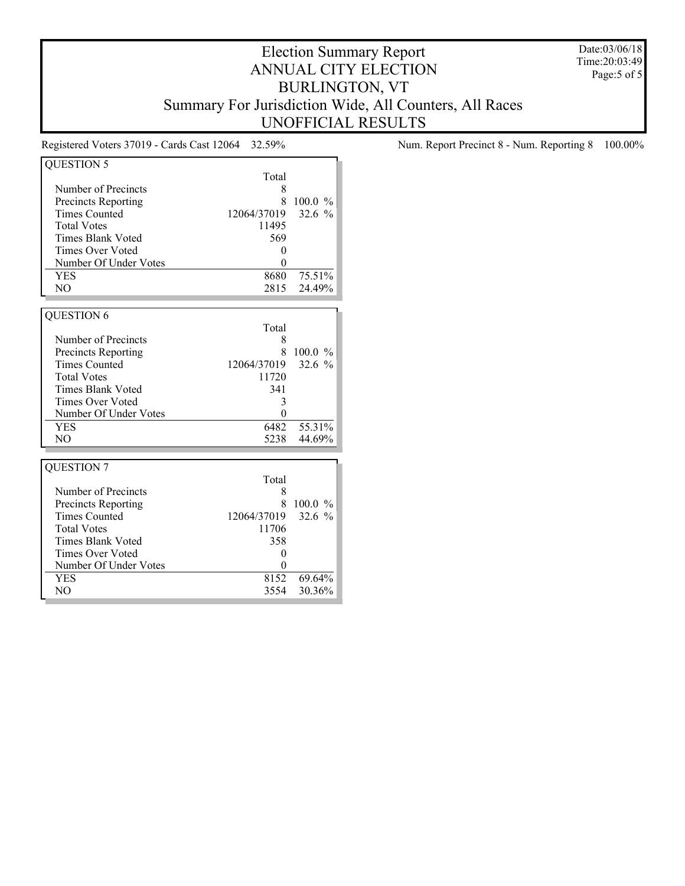# Election Summary Report
## ANNUAL CITY ELECTION
## BURLINGTON, VT
## Summary For Jurisdiction Wide, All Counters, All Races
## UNOFFICIAL RESULTS

Date:03/06/18
Time:20:03:49

Registered Voters 37019 - Cards Cast 12064 32.59%

Num. Report Precinct 8 - Num. Reporting 8 100.00%

### QUESTION 5

| | Total | |
|---|---|---|
| Number of Precincts | 8 | |
| Precincts Reporting | 8 | 100.0 % |
| Times Counted | 12064/37019 | 32.6 % |
| Total Votes | 11495 | |
| Times Blank Voted | 569 | |
| Times Over Voted | 0 | |
| Number Of Under Votes | 0 | |
| YES | 8680 | 75.51% |
| NO | 2815 | 24.49% |

### QUESTION 6

| | Total | |
|---|---|---|
| Number of Precincts | 8 | |
| Precincts Reporting | 8 | 100.0 % |
| Times Counted | 12064/37019 | 32.6 % |
| Total Votes | 11720 | |
| Times Blank Voted | 341 | |
| Times Over Voted | 3 | |
| Number Of Under Votes | 0 | |
| YES | 6482 | 55.31% |
| NO | 5238 | 44.69% |

### QUESTION 7

| | Total | |
|---|---|---|
| Number of Precincts | 8 | |
| Precincts Reporting | 8 | 100.0 % |
| Times Counted | 12064/37019 | 32.6 % |
| Total Votes | 11706 | |
| Times Blank Voted | 358 | |
| Times Over Voted | 0 | |
| Number Of Under Votes | 0 | |
| YES | 8152 | 69.64% |
| NO | 3554 | 30.36% |